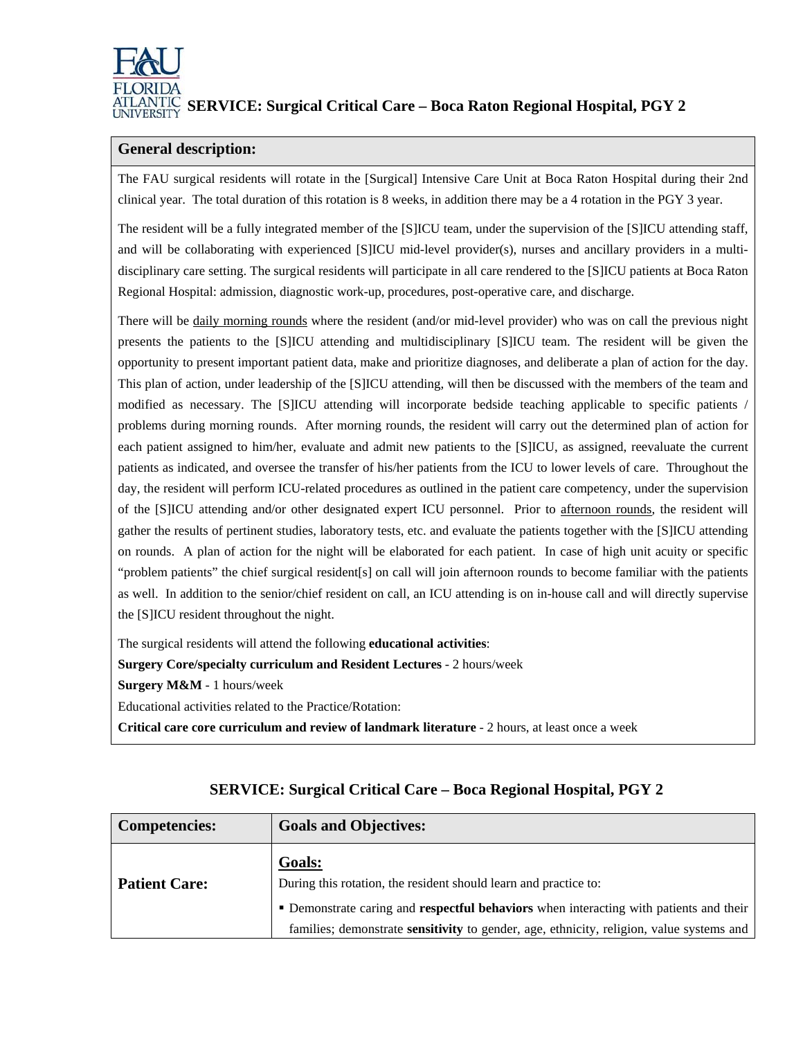# SERVICE: Surgical Critical Care – Boca Raton Regional Hospital, PGY 2

| General description: |
|---|
| The FAU surgical residents will rotate in the [Surgical] Intensive Care Unit at Boca Raton Hospital during their 2nd clinical year. The total duration of this rotation is 8 weeks, in addition there may be a 4 rotation in the PGY 3 year.<br><br>The resident will be a fully integrated member of the [S]ICU team, under the supervision of the [S]ICU attending staff, and will be collaborating with experienced [S]ICU mid-level provider(s), nurses and ancillary providers in a multi-disciplinary care setting. The surgical residents will participate in all care rendered to the [S]ICU patients at Boca Raton Regional Hospital: admission, diagnostic work-up, procedures, post-operative care, and discharge.<br><br>There will be <u>daily morning rounds</u> where the resident (and/or mid-level provider) who was on call the previous night presents the patients to the [S]ICU attending and multidisciplinary [S]ICU team. The resident will be given the opportunity to present important patient data, make and prioritize diagnoses, and deliberate a plan of action for the day. This plan of action, under leadership of the [S]ICU attending, will then be discussed with the members of the team and modified as necessary. The [S]ICU attending will incorporate bedside teaching applicable to specific patients / problems during morning rounds. After morning rounds, the resident will carry out the determined plan of action for each patient assigned to him/her, evaluate and admit new patients to the [S]ICU, as assigned, reevaluate the current patients as indicated, and oversee the transfer of his/her patients from the ICU to lower levels of care. Throughout the day, the resident will perform ICU-related procedures as outlined in the patient care competency, under the supervision of the [S]ICU attending and/or other designated expert ICU personnel. Prior to <u>afternoon rounds</u>, the resident will gather the results of pertinent studies, laboratory tests, etc. and evaluate the patients together with the [S]ICU attending on rounds. A plan of action for the night will be elaborated for each patient. In case of high unit acuity or specific "problem patients" the chief surgical resident[s] on call will join afternoon rounds to become familiar with the patients as well. In addition to the senior/chief resident on call, an ICU attending is on in-house call and will directly supervise the [S]ICU resident throughout the night.<br><br>The surgical residents will attend the following **educational activities**:<br>**Surgery Core/specialty curriculum and Resident Lectures** - 2 hours/week<br>**Surgery M&M** - 1 hours/week<br>Educational activities related to the Practice/Rotation:<br>**Critical care core curriculum and review of landmark literature** - 2 hours, at least once a week |

## SERVICE: Surgical Critical Care – Boca Regional Hospital, PGY 2

| Competencies: | Goals and Objectives: |
|---|---|
| **Patient Care:** | **<u>Goals:</u>**<br>During this rotation, the resident should learn and practice to:<br>▪ Demonstrate caring and **respectful behaviors** when interacting with patients and their families; demonstrate **sensitivity** to gender, age, ethnicity, religion, value systems and |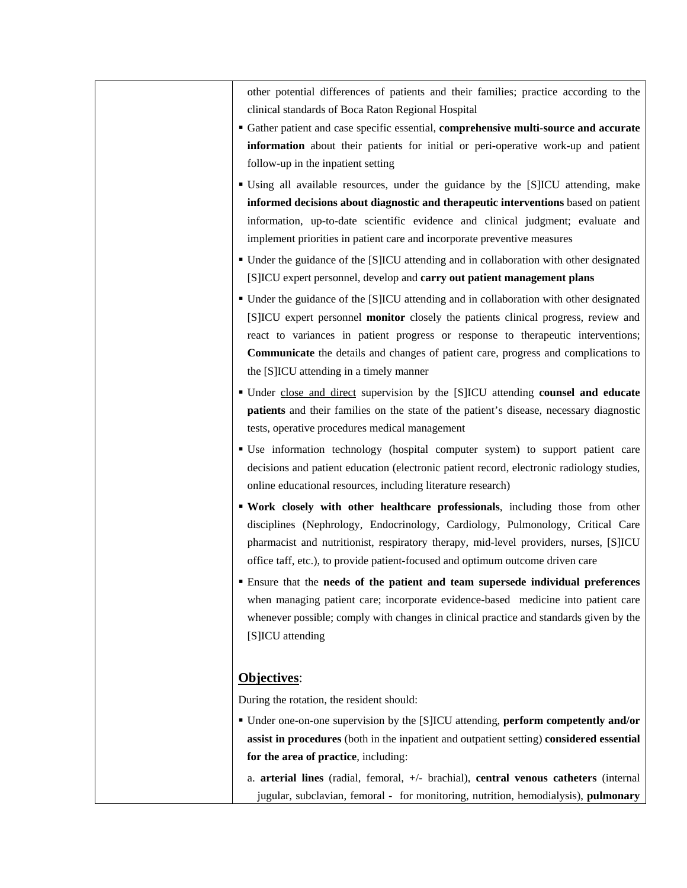| | other potential differences of patients and their families; practice according to the clinical standards of Boca Raton Regional Hospital<br>▪ Gather patient and case specific essential, **comprehensive multi-source and accurate information** about their patients for initial or peri-operative work-up and patient follow-up in the inpatient setting<br>▪ Using all available resources, under the guidance by the [S]ICU attending, make **informed decisions about diagnostic and therapeutic interventions** based on patient information, up-to-date scientific evidence and clinical judgment; evaluate and implement priorities in patient care and incorporate preventive measures<br>▪ Under the guidance of the [S]ICU attending and in collaboration with other designated [S]ICU expert personnel, develop and **carry out patient management plans**<br>▪ Under the guidance of the [S]ICU attending and in collaboration with other designated [S]ICU expert personnel **monitor** closely the patients clinical progress, review and react to variances in patient progress or response to therapeutic interventions; **Communicate** the details and changes of patient care, progress and complications to the [S]ICU attending in a timely manner<br>▪ Under close and direct supervision by the [S]ICU attending **counsel and educate patients** and their families on the state of the patient's disease, necessary diagnostic tests, operative procedures medical management<br>▪ Use information technology (hospital computer system) to support patient care decisions and patient education (electronic patient record, electronic radiology studies, online educational resources, including literature research)<br>▪ **Work closely with other healthcare professionals**, including those from other disciplines (Nephrology, Endocrinology, Cardiology, Pulmonology, Critical Care pharmacist and nutritionist, respiratory therapy, mid-level providers, nurses, [S]ICU office taff, etc.), to provide patient-focused and optimum outcome driven care<br>▪ Ensure that the **needs of the patient and team supersede individual preferences** when managing patient care; incorporate evidence-based medicine into patient care whenever possible; comply with changes in clinical practice and standards given by the [S]ICU attending<br><br>**Objectives**:<br>During the rotation, the resident should:<br>▪ Under one-on-one supervision by the [S]ICU attending, **perform competently and/or assist in procedures** (both in the inpatient and outpatient setting) **considered essential for the area of practice**, including:<br>a. **arterial lines** (radial, femoral, +/- brachial), **central venous catheters** (internal jugular, subclavian, femoral - for monitoring, nutrition, hemodialysis), **pulmonary** |
|---|---|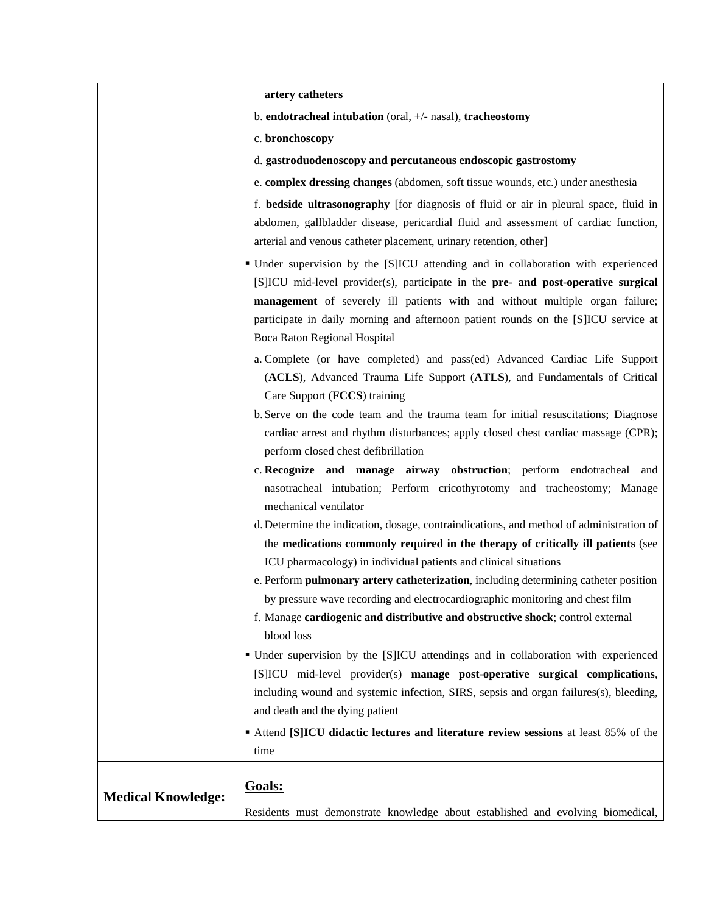| | |
|---|---|
| | **artery catheters**<br>b. **endotracheal intubation** (oral, +/- nasal), **tracheostomy**<br>c. **bronchoscopy**<br>d. **gastroduodenoscopy and percutaneous endoscopic gastrostomy**<br>e. **complex dressing changes** (abdomen, soft tissue wounds, etc.) under anesthesia<br>f. **bedside ultrasonography** [for diagnosis of fluid or air in pleural space, fluid in abdomen, gallbladder disease, pericardial fluid and assessment of cardiac function, arterial and venous catheter placement, urinary retention, other]<br>▪ Under supervision by the [S]ICU attending and in collaboration with experienced [S]ICU mid-level provider(s), participate in the **pre- and post-operative surgical management** of severely ill patients with and without multiple organ failure; participate in daily morning and afternoon patient rounds on the [S]ICU service at Boca Raton Regional Hospital<br>a. Complete (or have completed) and pass(ed) Advanced Cardiac Life Support (**ACLS**), Advanced Trauma Life Support (**ATLS**), and Fundamentals of Critical Care Support (**FCCS**) training<br>b. Serve on the code team and the trauma team for initial resuscitations; Diagnose cardiac arrest and rhythm disturbances; apply closed chest cardiac massage (CPR); perform closed chest defibrillation<br>c. **Recognize and manage airway obstruction**; perform endotracheal and nasotracheal intubation; Perform cricothyrotomy and tracheostomy; Manage mechanical ventilator<br>d. Determine the indication, dosage, contraindications, and method of administration of the **medications commonly required in the therapy of critically ill patients** (see ICU pharmacology) in individual patients and clinical situations<br>e. Perform **pulmonary artery catheterization**, including determining catheter position by pressure wave recording and electrocardiographic monitoring and chest film<br>f. Manage **cardiogenic and distributive and obstructive shock**; control external blood loss<br>▪ Under supervision by the [S]ICU attendings and in collaboration with experienced [S]ICU mid-level provider(s) **manage post-operative surgical complications**, including wound and systemic infection, SIRS, sepsis and organ failures(s), bleeding, and death and the dying patient<br>▪ Attend **[S]ICU didactic lectures and literature review sessions** at least 85% of the time |
| **Medical Knowledge:** | **<u>Goals:</u>**<br>Residents must demonstrate knowledge about established and evolving biomedical, |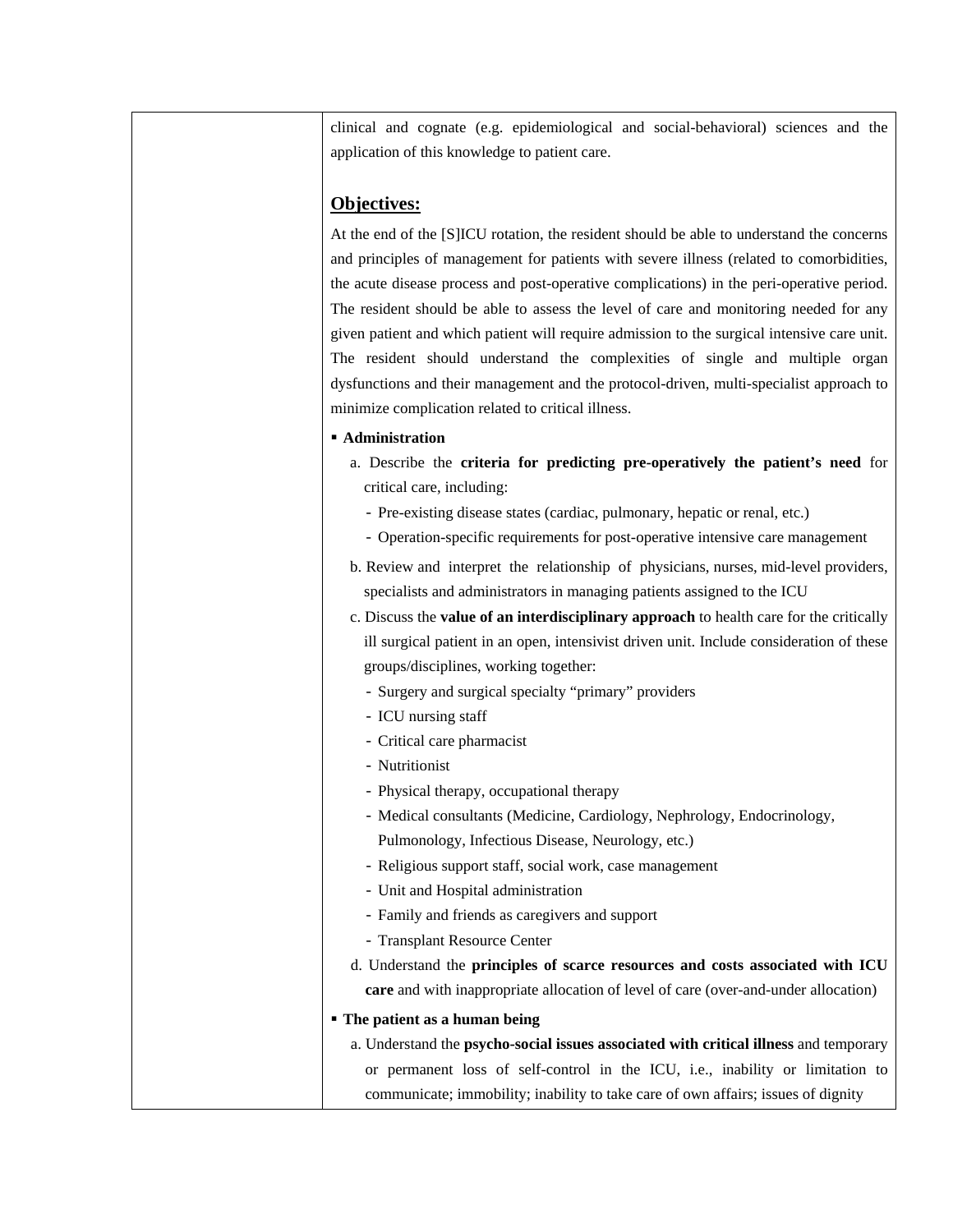clinical and cognate (e.g. epidemiological and social-behavioral) sciences and the application of this knowledge to patient care.

## Objectives:

At the end of the [S]ICU rotation, the resident should be able to understand the concerns and principles of management for patients with severe illness (related to comorbidities, the acute disease process and post-operative complications) in the peri-operative period. The resident should be able to assess the level of care and monitoring needed for any given patient and which patient will require admission to the surgical intensive care unit. The resident should understand the complexities of single and multiple organ dysfunctions and their management and the protocol-driven, multi-specialist approach to minimize complication related to critical illness.

- **Administration**
  - a. Describe the **criteria for predicting pre-operatively the patient's need** for critical care, including:
    - Pre-existing disease states (cardiac, pulmonary, hepatic or renal, etc.)
    - Operation-specific requirements for post-operative intensive care management
  - b. Review and interpret the relationship of physicians, nurses, mid-level providers, specialists and administrators in managing patients assigned to the ICU
  - c. Discuss the **value of an interdisciplinary approach** to health care for the critically ill surgical patient in an open, intensivist driven unit. Include consideration of these groups/disciplines, working together:
    - Surgery and surgical specialty "primary" providers
    - ICU nursing staff
    - Critical care pharmacist
    - Nutritionist
    - Physical therapy, occupational therapy
    - Medical consultants (Medicine, Cardiology, Nephrology, Endocrinology, Pulmonology, Infectious Disease, Neurology, etc.)
    - Religious support staff, social work, case management
    - Unit and Hospital administration
    - Family and friends as caregivers and support
    - Transplant Resource Center
  - d. Understand the **principles of scarce resources and costs associated with ICU care** and with inappropriate allocation of level of care (over-and-under allocation)
- **The patient as a human being**
  - a. Understand the **psycho-social issues associated with critical illness** and temporary or permanent loss of self-control in the ICU, i.e., inability or limitation to communicate; immobility; inability to take care of own affairs; issues of dignity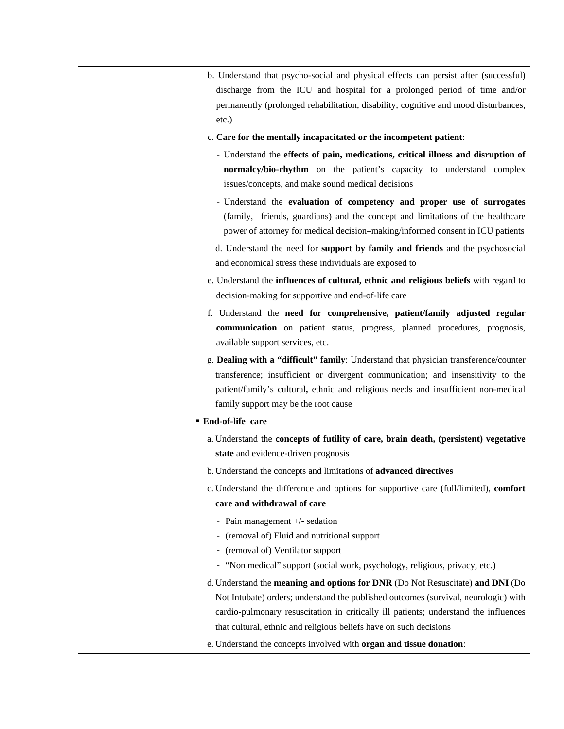| | b. Understand that psycho-social and physical effects can persist after (successful) discharge from the ICU and hospital for a prolonged period of time and/or permanently (prolonged rehabilitation, disability, cognitive and mood disturbances, etc.)<br><br>c. **Care for the mentally incapacitated or the incompetent patient**:<br><br>- Understand the **effects of pain, medications, critical illness and disruption of normalcy/bio-rhythm** on the patient's capacity to understand complex issues/concepts, and make sound medical decisions<br>- Understand the **evaluation of competency and proper use of surrogates** (family, friends, guardians) and the concept and limitations of the healthcare power of attorney for medical decision–making/informed consent in ICU patients<br><br>d. Understand the need for **support by family and friends** and the psychosocial and economical stress these individuals are exposed to<br><br>e. Understand the **influences of cultural, ethnic and religious beliefs** with regard to decision-making for supportive and end-of-life care<br><br>f. Understand the **need for comprehensive, patient/family adjusted regular communication** on patient status, progress, planned procedures, prognosis, available support services, etc.<br><br>g. **Dealing with a "difficult" family**: Understand that physician transference/counter transference; insufficient or divergent communication; and insensitivity to the patient/family's cultural**,** ethnic and religious needs and insufficient non-medical family support may be the root cause<br><br>▪ **End-of-life care**<br><br>a. Understand the **concepts of futility of care, brain death, (persistent) vegetative state** and evidence-driven prognosis<br><br>b. Understand the concepts and limitations of **advanced directives**<br><br>c. Understand the difference and options for supportive care (full/limited), **comfort care and withdrawal of care**<br><br>- Pain management +/- sedation<br>- (removal of) Fluid and nutritional support<br>- (removal of) Ventilator support<br>- "Non medical" support (social work, psychology, religious, privacy, etc.)<br><br>d. Understand the **meaning and options for DNR** (Do Not Resuscitate) **and DNI** (Do Not Intubate) orders; understand the published outcomes (survival, neurologic) with cardio-pulmonary resuscitation in critically ill patients; understand the influences that cultural, ethnic and religious beliefs have on such decisions<br><br>e. Understand the concepts involved with **organ and tissue donation**: |
|---|---|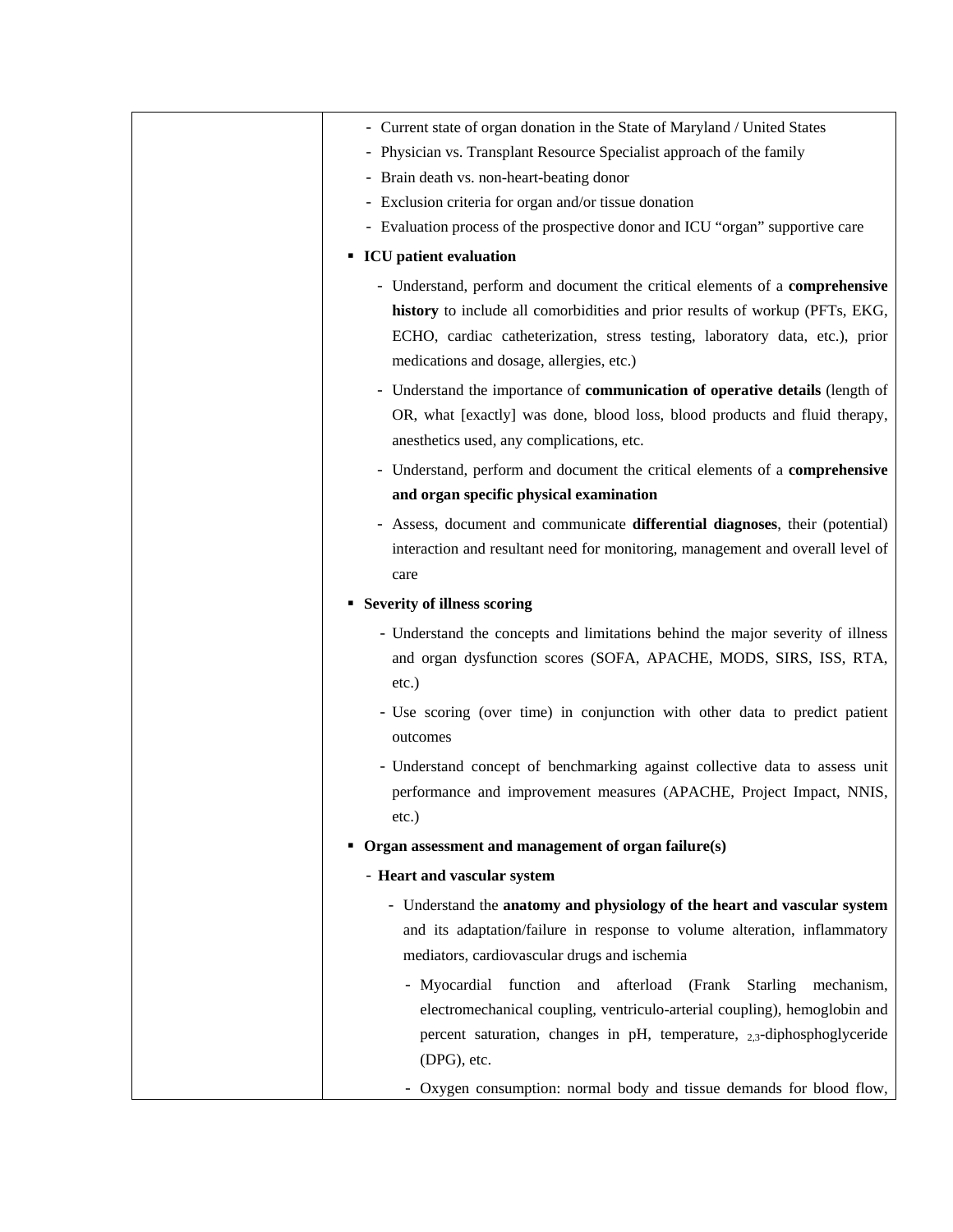| | - Current state of organ donation in the State of Maryland / United States<br>- Physician vs. Transplant Resource Specialist approach of the family<br>- Brain death vs. non-heart-beating donor<br>- Exclusion criteria for organ and/or tissue donation<br>- Evaluation process of the prospective donor and ICU "organ" supportive care<br>▪ **ICU patient evaluation**<br>- Understand, perform and document the critical elements of a **comprehensive history** to include all comorbidities and prior results of workup (PFTs, EKG, ECHO, cardiac catheterization, stress testing, laboratory data, etc.), prior medications and dosage, allergies, etc.)<br>- Understand the importance of **communication of operative details** (length of OR, what [exactly] was done, blood loss, blood products and fluid therapy, anesthetics used, any complications, etc.<br>- Understand, perform and document the critical elements of a **comprehensive and organ specific physical examination**<br>- Assess, document and communicate **differential diagnoses**, their (potential) interaction and resultant need for monitoring, management and overall level of care<br>▪ **Severity of illness scoring**<br>- Understand the concepts and limitations behind the major severity of illness and organ dysfunction scores (SOFA, APACHE, MODS, SIRS, ISS, RTA, etc.)<br>- Use scoring (over time) in conjunction with other data to predict patient outcomes<br>- Understand concept of benchmarking against collective data to assess unit performance and improvement measures (APACHE, Project Impact, NNIS, etc.)<br>▪ **Organ assessment and management of organ failure(s)**<br>- **Heart and vascular system**<br>- Understand the **anatomy and physiology of the heart and vascular system** and its adaptation/failure in response to volume alteration, inflammatory mediators, cardiovascular drugs and ischemia<br>- Myocardial function and afterload (Frank Starling mechanism, electromechanical coupling, ventriculo-arterial coupling), hemoglobin and percent saturation, changes in pH, temperature, $_{2,3}$-diphosphoglyceride (DPG), etc.<br>- Oxygen consumption: normal body and tissue demands for blood flow, |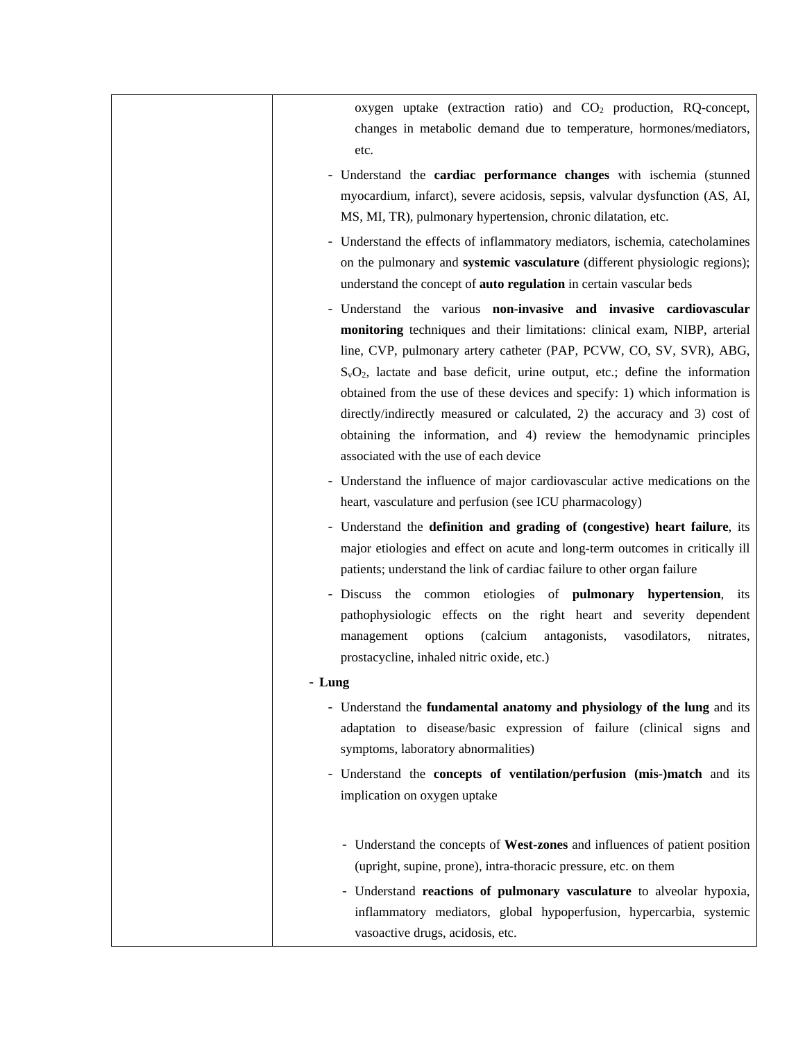| | |
|---|---|
| | oxygen uptake (extraction ratio) and $CO_2$ production, RQ-concept, changes in metabolic demand due to temperature, hormones/mediators, etc.<br><br>- Understand the **cardiac performance changes** with ischemia (stunned myocardium, infarct), severe acidosis, sepsis, valvular dysfunction (AS, AI, MS, MI, TR), pulmonary hypertension, chronic dilatation, etc.<br>- Understand the effects of inflammatory mediators, ischemia, catecholamines on the pulmonary and **systemic vasculature** (different physiologic regions); understand the concept of **auto regulation** in certain vascular beds<br>- Understand the various **non-invasive and invasive cardiovascular monitoring** techniques and their limitations: clinical exam, NIBP, arterial line, CVP, pulmonary artery catheter (PAP, PCVW, CO, SV, SVR), ABG, $S_vO_2$, lactate and base deficit, urine output, etc.; define the information obtained from the use of these devices and specify: 1) which information is directly/indirectly measured or calculated, 2) the accuracy and 3) cost of obtaining the information, and 4) review the hemodynamic principles associated with the use of each device<br>- Understand the influence of major cardiovascular active medications on the heart, vasculature and perfusion (see ICU pharmacology)<br>- Understand the **definition and grading of (congestive) heart failure**, its major etiologies and effect on acute and long-term outcomes in critically ill patients; understand the link of cardiac failure to other organ failure<br>- Discuss the common etiologies of **pulmonary hypertension**, its pathophysiologic effects on the right heart and severity dependent management options (calcium antagonists, vasodilators, nitrates, prostacycline, inhaled nitric oxide, etc.)<br><br>- **Lung**<br>  - Understand the **fundamental anatomy and physiology of the lung** and its adaptation to disease/basic expression of failure (clinical signs and symptoms, laboratory abnormalities)<br>  - Understand the **concepts of ventilation/perfusion (mis-)match** and its implication on oxygen uptake<br>  - Understand the concepts of **West-zones** and influences of patient position (upright, supine, prone), intra-thoracic pressure, etc. on them<br>  - Understand **reactions of pulmonary vasculature** to alveolar hypoxia, inflammatory mediators, global hypoperfusion, hypercarbia, systemic vasoactive drugs, acidosis, etc. |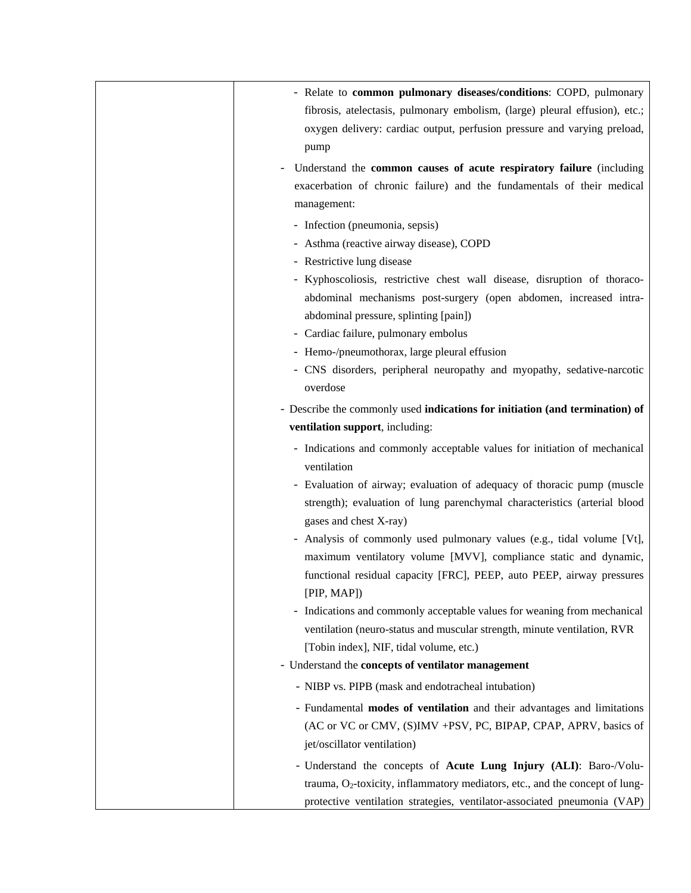| | |
|---|---|
| | - Relate to **common pulmonary diseases/conditions**: COPD, pulmonary fibrosis, atelectasis, pulmonary embolism, (large) pleural effusion), etc.; oxygen delivery: cardiac output, perfusion pressure and varying preload, pump<br>- Understand the **common causes of acute respiratory failure** (including exacerbation of chronic failure) and the fundamentals of their medical management:<br>  - Infection (pneumonia, sepsis)<br>  - Asthma (reactive airway disease), COPD<br>  - Restrictive lung disease<br>  - Kyphoscoliosis, restrictive chest wall disease, disruption of thoraco-abdominal mechanisms post-surgery (open abdomen, increased intra-abdominal pressure, splinting [pain])<br>  - Cardiac failure, pulmonary embolus<br>  - Hemo-/pneumothorax, large pleural effusion<br>  - CNS disorders, peripheral neuropathy and myopathy, sedative-narcotic overdose<br>- Describe the commonly used **indications for initiation (and termination) of ventilation support**, including:<br>  - Indications and commonly acceptable values for initiation of mechanical ventilation<br>  - Evaluation of airway; evaluation of adequacy of thoracic pump (muscle strength); evaluation of lung parenchymal characteristics (arterial blood gases and chest X-ray)<br>  - Analysis of commonly used pulmonary values (e.g., tidal volume [Vt], maximum ventilatory volume [MVV], compliance static and dynamic, functional residual capacity [FRC], PEEP, auto PEEP, airway pressures [PIP, MAP])<br>  - Indications and commonly acceptable values for weaning from mechanical ventilation (neuro-status and muscular strength, minute ventilation, RVR [Tobin index], NIF, tidal volume, etc.)<br>- Understand the **concepts of ventilator management**<br>  - NIBP vs. PIPB (mask and endotracheal intubation)<br>  - Fundamental **modes of ventilation** and their advantages and limitations (AC or VC or CMV, (S)IMV +PSV, PC, BIPAP, CPAP, APRV, basics of jet/oscillator ventilation)<br>  - Understand the concepts of **Acute Lung Injury (ALI)**: Baro-/Volu-trauma, $O_2$-toxicity, inflammatory mediators, etc., and the concept of lung-protective ventilation strategies, ventilator-associated pneumonia (VAP) |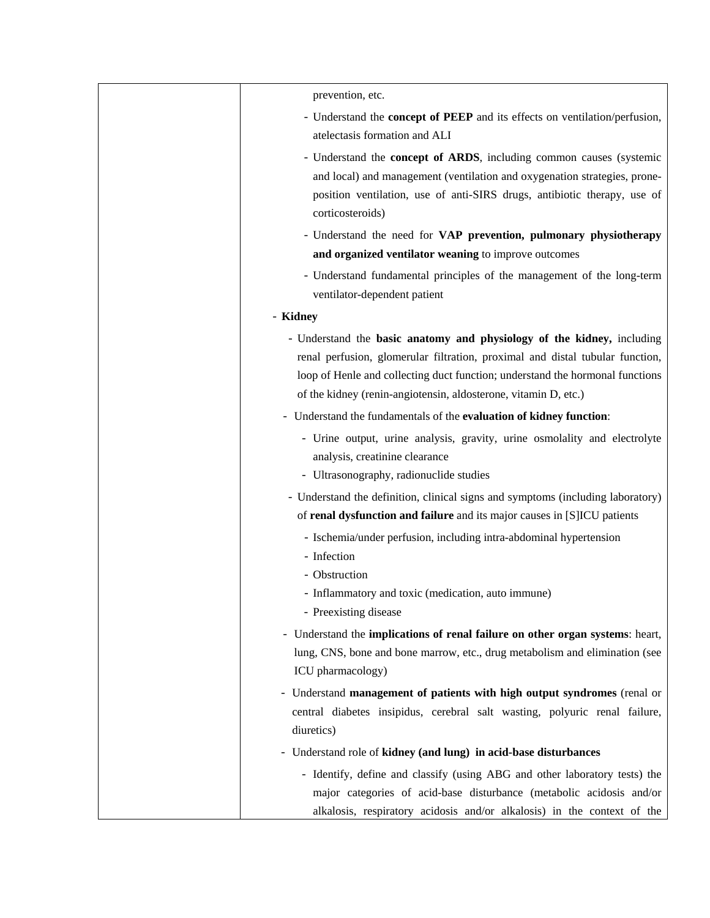| | prevention, etc.<br>- Understand the **concept of PEEP** and its effects on ventilation/perfusion, atelectasis formation and ALI<br>- Understand the **concept of ARDS**, including common causes (systemic and local) and management (ventilation and oxygenation strategies, prone-position ventilation, use of anti-SIRS drugs, antibiotic therapy, use of corticosteroids)<br>- Understand the need for **VAP prevention, pulmonary physiotherapy and organized ventilator weaning** to improve outcomes<br>- Understand fundamental principles of the management of the long-term ventilator-dependent patient<br>- **Kidney**<br>- Understand the **basic anatomy and physiology of the kidney,** including renal perfusion, glomerular filtration, proximal and distal tubular function, loop of Henle and collecting duct function; understand the hormonal functions of the kidney (renin-angiotensin, aldosterone, vitamin D, etc.)<br>- Understand the fundamentals of the **evaluation of kidney function**:<br>- Urine output, urine analysis, gravity, urine osmolality and electrolyte analysis, creatinine clearance<br>- Ultrasonography, radionuclide studies<br>- Understand the definition, clinical signs and symptoms (including laboratory) of **renal dysfunction and failure** and its major causes in [S]ICU patients<br>- Ischemia/under perfusion, including intra-abdominal hypertension<br>- Infection<br>- Obstruction<br>- Inflammatory and toxic (medication, auto immune)<br>- Preexisting disease<br>- Understand the **implications of renal failure on other organ systems**: heart, lung, CNS, bone and bone marrow, etc., drug metabolism and elimination (see ICU pharmacology)<br>- Understand **management of patients with high output syndromes** (renal or central diabetes insipidus, cerebral salt wasting, polyuric renal failure, diuretics)<br>- Understand role of **kidney (and lung) in acid-base disturbances**<br>- Identify, define and classify (using ABG and other laboratory tests) the major categories of acid-base disturbance (metabolic acidosis and/or alkalosis, respiratory acidosis and/or alkalosis) in the context of the |
|---|---|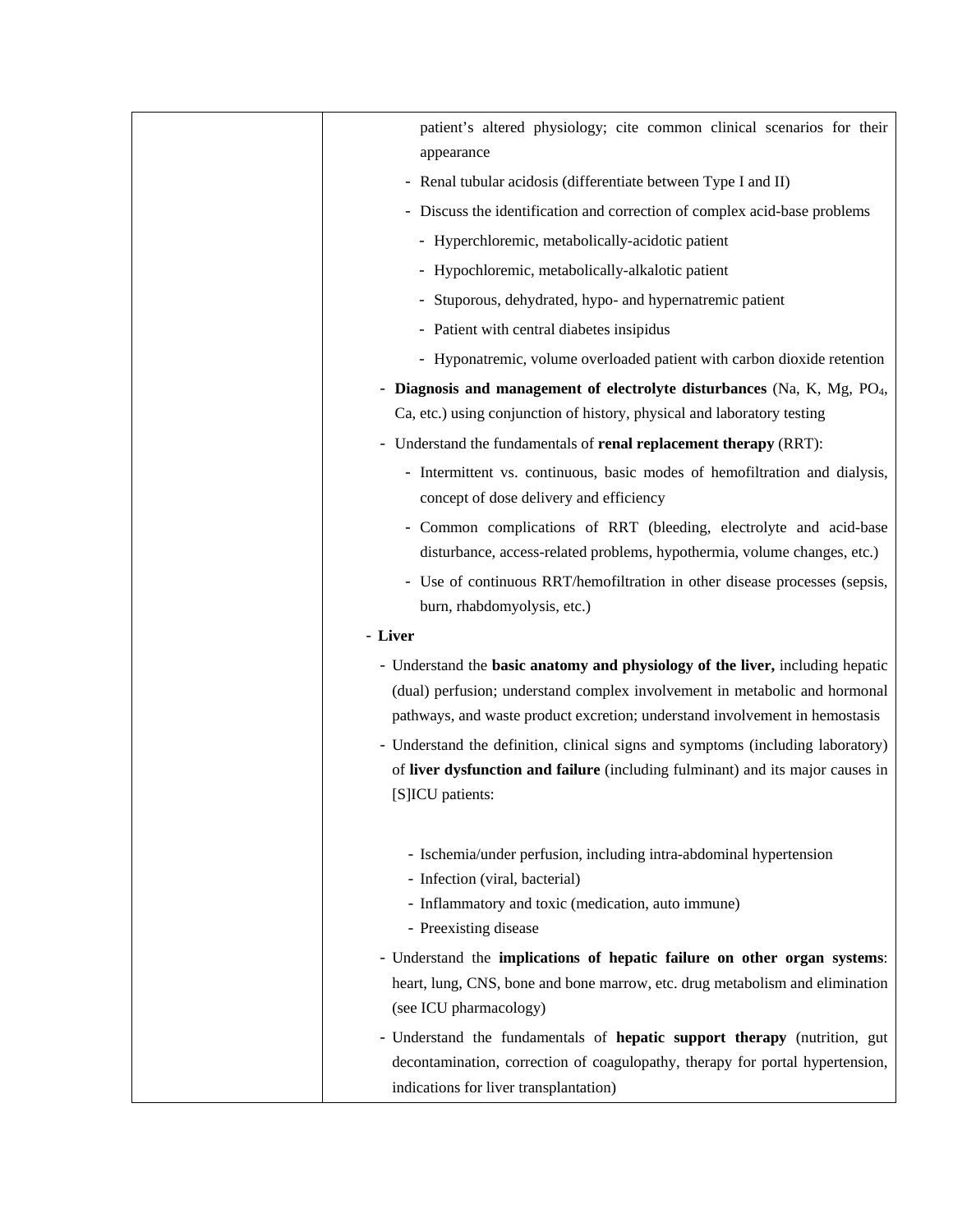| | patient's altered physiology; cite common clinical scenarios for their appearance<br>- Renal tubular acidosis (differentiate between Type I and II)<br>- Discuss the identification and correction of complex acid-base problems<br>&nbsp;&nbsp;- Hyperchloremic, metabolically-acidotic patient<br>&nbsp;&nbsp;- Hypochloremic, metabolically-alkalotic patient<br>&nbsp;&nbsp;- Stuporous, dehydrated, hypo- and hypernatremic patient<br>&nbsp;&nbsp;- Patient with central diabetes insipidus<br>&nbsp;&nbsp;- Hyponatremic, volume overloaded patient with carbon dioxide retention<br>- **Diagnosis and management of electrolyte disturbances** (Na, K, Mg, $PO_4$, Ca, etc.) using conjunction of history, physical and laboratory testing<br>- Understand the fundamentals of **renal replacement therapy** (RRT):<br>&nbsp;&nbsp;- Intermittent vs. continuous, basic modes of hemofiltration and dialysis, concept of dose delivery and efficiency<br>&nbsp;&nbsp;- Common complications of RRT (bleeding, electrolyte and acid-base disturbance, access-related problems, hypothermia, volume changes, etc.)<br>&nbsp;&nbsp;- Use of continuous RRT/hemofiltration in other disease processes (sepsis, burn, rhabdomyolysis, etc.)<br>- **Liver**<br>&nbsp;&nbsp;- Understand the **basic anatomy and physiology of the liver,** including hepatic (dual) perfusion; understand complex involvement in metabolic and hormonal pathways, and waste product excretion; understand involvement in hemostasis<br>&nbsp;&nbsp;- Understand the definition, clinical signs and symptoms (including laboratory) of **liver dysfunction and failure** (including fulminant) and its major causes in [S]ICU patients:<br>&nbsp;&nbsp;&nbsp;&nbsp;- Ischemia/under perfusion, including intra-abdominal hypertension<br>&nbsp;&nbsp;&nbsp;&nbsp;- Infection (viral, bacterial)<br>&nbsp;&nbsp;&nbsp;&nbsp;- Inflammatory and toxic (medication, auto immune)<br>&nbsp;&nbsp;&nbsp;&nbsp;- Preexisting disease<br>&nbsp;&nbsp;- Understand the **implications of hepatic failure on other organ systems**: heart, lung, CNS, bone and bone marrow, etc. drug metabolism and elimination (see ICU pharmacology)<br>&nbsp;&nbsp;- Understand the fundamentals of **hepatic support therapy** (nutrition, gut decontamination, correction of coagulopathy, therapy for portal hypertension, indications for liver transplantation) |
|---|---|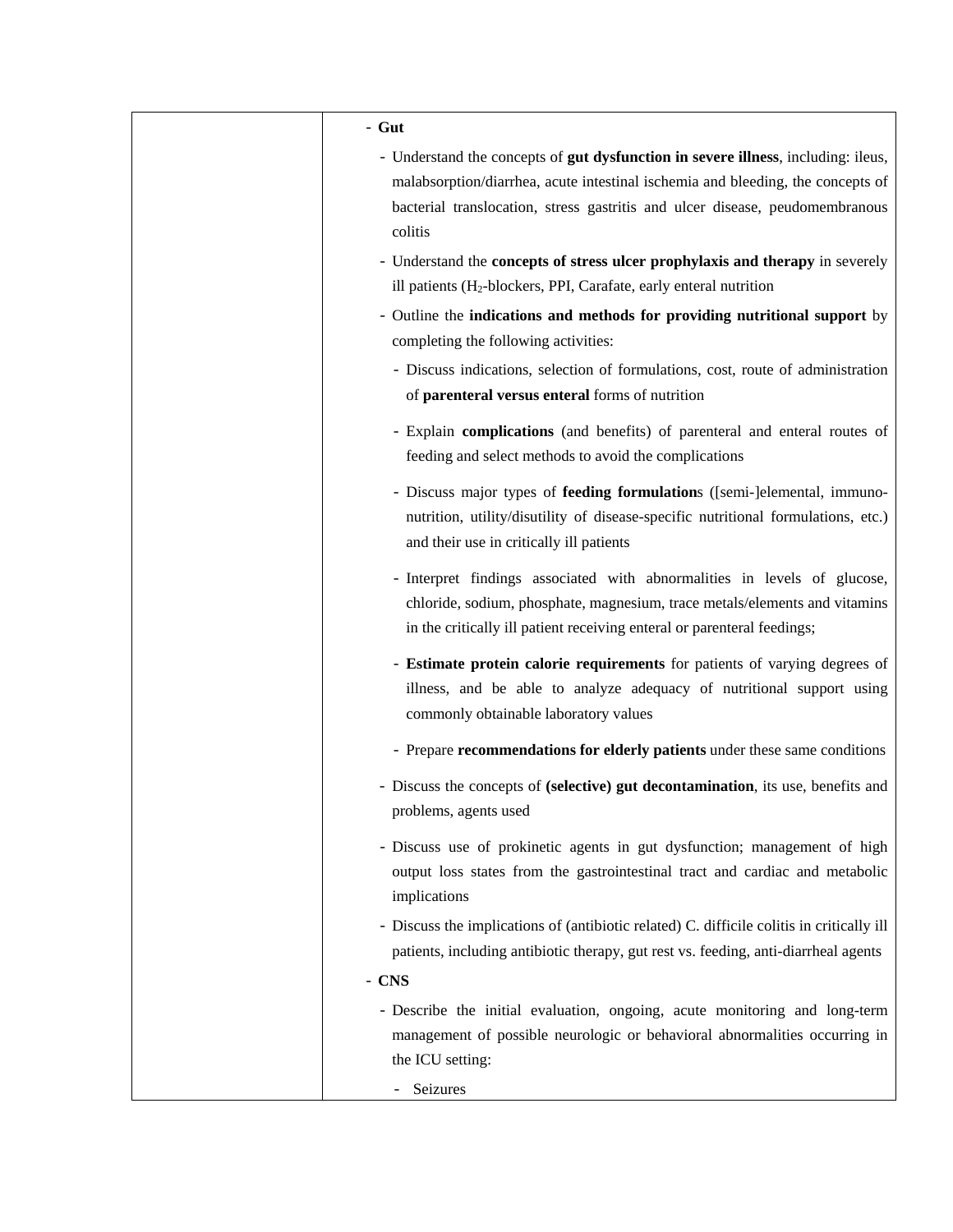| | |
|---|---|
| | - **Gut**<br>- Understand the concepts of **gut dysfunction in severe illness**, including: ileus, malabsorption/diarrhea, acute intestinal ischemia and bleeding, the concepts of bacterial translocation, stress gastritis and ulcer disease, peudomembranous colitis<br>- Understand the **concepts of stress ulcer prophylaxis and therapy** in severely ill patients ($H_2$-blockers, PPI, Carafate, early enteral nutrition<br>- Outline the **indications and methods for providing nutritional support** by completing the following activities:<br>- Discuss indications, selection of formulations, cost, route of administration of **parenteral versus enteral** forms of nutrition<br>- Explain **complications** (and benefits) of parenteral and enteral routes of feeding and select methods to avoid the complications<br>- Discuss major types of **feeding formulation**s ([semi-]elemental, immuno-nutrition, utility/disutility of disease-specific nutritional formulations, etc.) and their use in critically ill patients<br>- Interpret findings associated with abnormalities in levels of glucose, chloride, sodium, phosphate, magnesium, trace metals/elements and vitamins in the critically ill patient receiving enteral or parenteral feedings;<br>- **Estimate protein calorie requirements** for patients of varying degrees of illness, and be able to analyze adequacy of nutritional support using commonly obtainable laboratory values<br>- Prepare **recommendations for elderly patients** under these same conditions<br>- Discuss the concepts of **(selective) gut decontamination**, its use, benefits and problems, agents used<br>- Discuss use of prokinetic agents in gut dysfunction; management of high output loss states from the gastrointestinal tract and cardiac and metabolic implications<br>- Discuss the implications of (antibiotic related) C. difficile colitis in critically ill patients, including antibiotic therapy, gut rest vs. feeding, anti-diarrheal agents<br>- **CNS**<br>- Describe the initial evaluation, ongoing, acute monitoring and long-term management of possible neurologic or behavioral abnormalities occurring in the ICU setting:<br>- Seizures |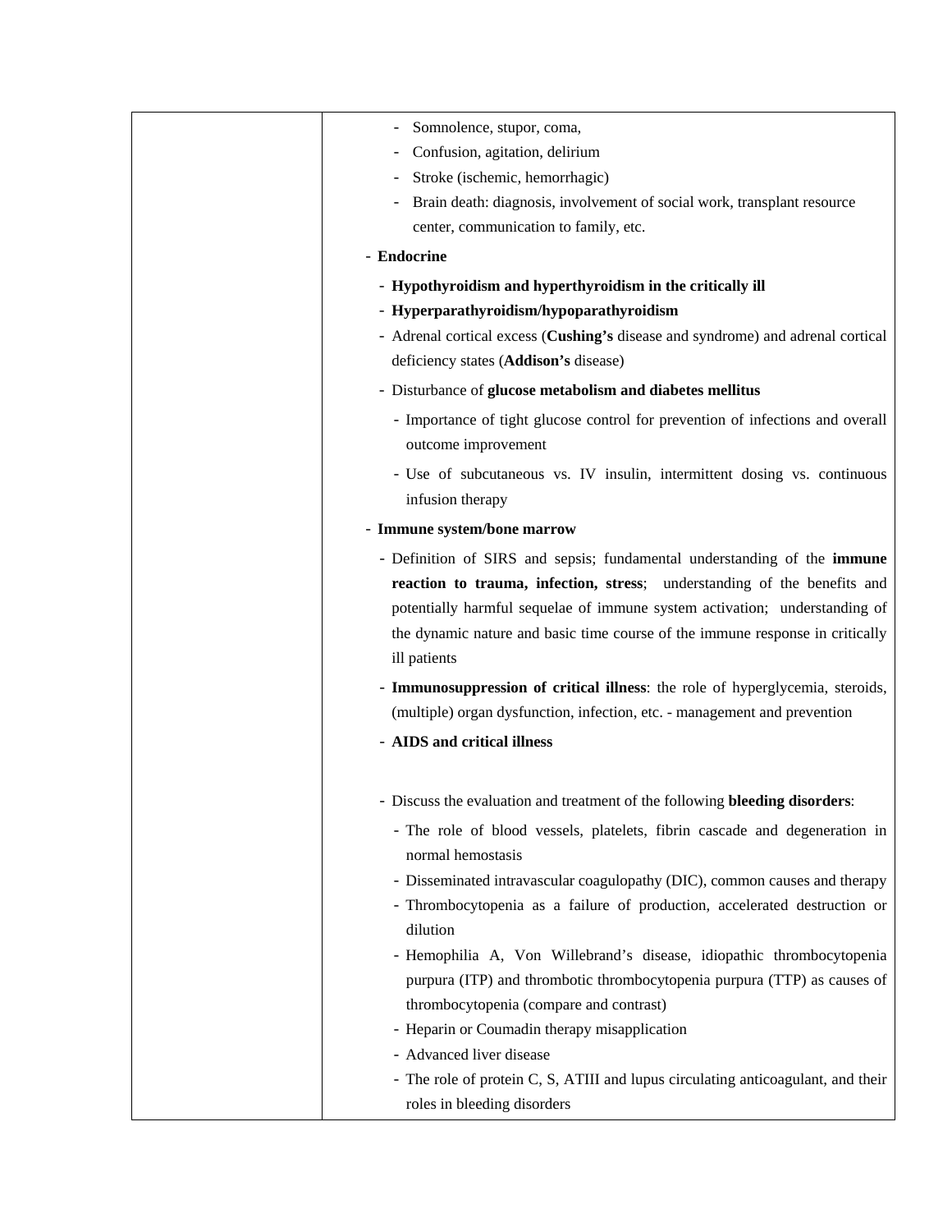| | - Somnolence, stupor, coma,<br>- Confusion, agitation, delirium<br>- Stroke (ischemic, hemorrhagic)<br>- Brain death: diagnosis, involvement of social work, transplant resource center, communication to family, etc.<br>- **Endocrine**<br>&nbsp;&nbsp;- **Hypothyroidism and hyperthyroidism in the critically ill**<br>&nbsp;&nbsp;- **Hyperparathyroidism/hypoparathyroidism**<br>&nbsp;&nbsp;- Adrenal cortical excess (**Cushing's** disease and syndrome) and adrenal cortical deficiency states (**Addison's** disease)<br>&nbsp;&nbsp;- Disturbance of **glucose metabolism and diabetes mellitus**<br>&nbsp;&nbsp;&nbsp;&nbsp;- Importance of tight glucose control for prevention of infections and overall outcome improvement<br>&nbsp;&nbsp;&nbsp;&nbsp;- Use of subcutaneous vs. IV insulin, intermittent dosing vs. continuous infusion therapy<br>- **Immune system/bone marrow**<br>&nbsp;&nbsp;- Definition of SIRS and sepsis; fundamental understanding of the **immune reaction to trauma, infection, stress**; understanding of the benefits and potentially harmful sequelae of immune system activation; understanding of the dynamic nature and basic time course of the immune response in critically ill patients<br>&nbsp;&nbsp;- **Immunosuppression of critical illness**: the role of hyperglycemia, steroids, (multiple) organ dysfunction, infection, etc. - management and prevention<br>&nbsp;&nbsp;- **AIDS and critical illness**<br><br>&nbsp;&nbsp;- Discuss the evaluation and treatment of the following **bleeding disorders**:<br>&nbsp;&nbsp;&nbsp;&nbsp;- The role of blood vessels, platelets, fibrin cascade and degeneration in normal hemostasis<br>&nbsp;&nbsp;&nbsp;&nbsp;- Disseminated intravascular coagulopathy (DIC), common causes and therapy<br>&nbsp;&nbsp;&nbsp;&nbsp;- Thrombocytopenia as a failure of production, accelerated destruction or dilution<br>&nbsp;&nbsp;&nbsp;&nbsp;- Hemophilia A, Von Willebrand's disease, idiopathic thrombocytopenia purpura (ITP) and thrombotic thrombocytopenia purpura (TTP) as causes of thrombocytopenia (compare and contrast)<br>&nbsp;&nbsp;&nbsp;&nbsp;- Heparin or Coumadin therapy misapplication<br>&nbsp;&nbsp;&nbsp;&nbsp;- Advanced liver disease<br>&nbsp;&nbsp;&nbsp;&nbsp;- The role of protein C, S, ATIII and lupus circulating anticoagulant, and their roles in bleeding disorders |
|---|---|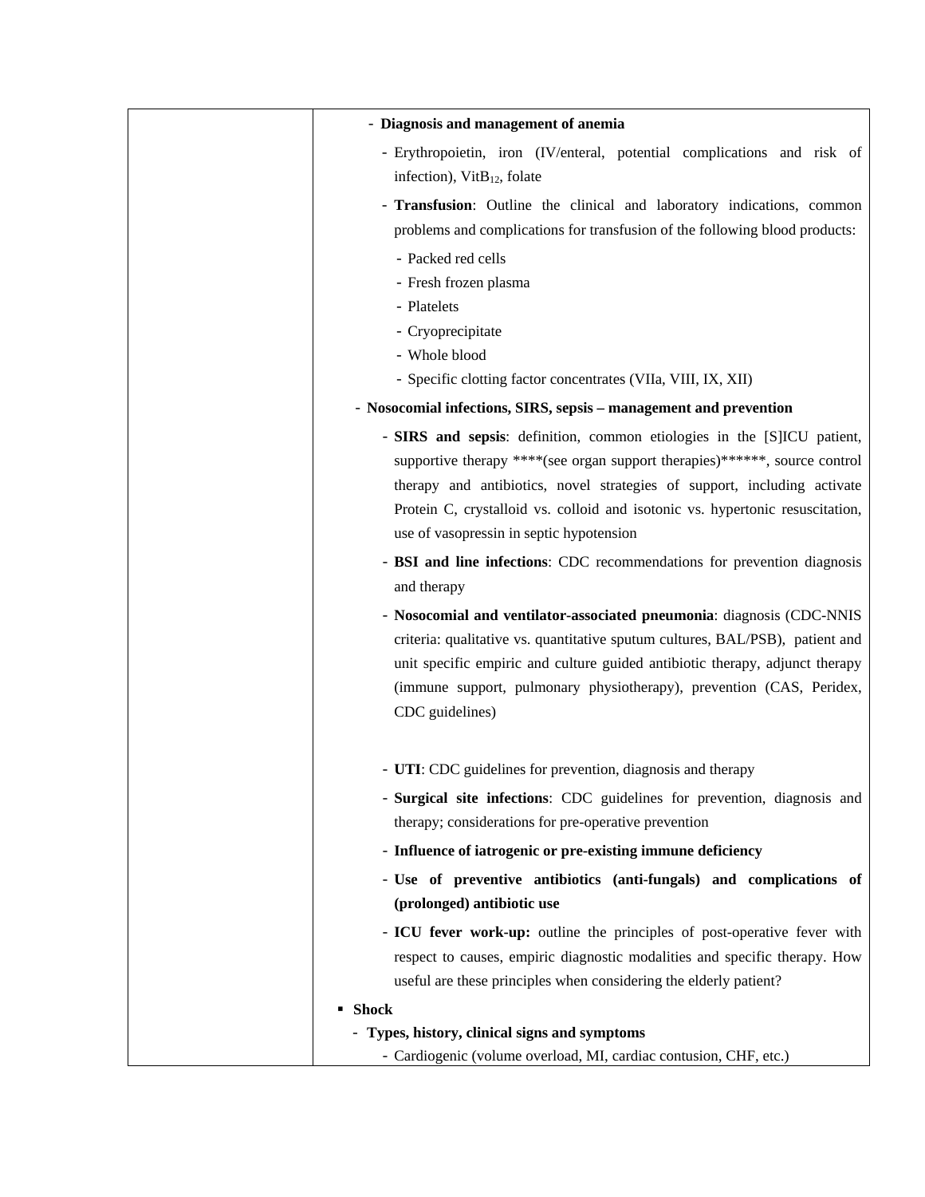| | - **Diagnosis and management of anemia**<br>  - Erythropoietin, iron (IV/enteral, potential complications and risk of infection), Vit$B_{12}$, folate<br>  - **Transfusion**: Outline the clinical and laboratory indications, common problems and complications for transfusion of the following blood products:<br>    - Packed red cells<br>    - Fresh frozen plasma<br>    - Platelets<br>    - Cryoprecipitate<br>    - Whole blood<br>    - Specific clotting factor concentrates (VIIa, VIII, IX, XII)<br>- **Nosocomial infections, SIRS, sepsis – management and prevention**<br>  - **SIRS and sepsis**: definition, common etiologies in the [S]ICU patient, supportive therapy ****(see organ support therapies)******, source control therapy and antibiotics, novel strategies of support, including activate Protein C, crystalloid vs. colloid and isotonic vs. hypertonic resuscitation, use of vasopressin in septic hypotension<br>  - **BSI and line infections**: CDC recommendations for prevention diagnosis and therapy<br>  - **Nosocomial and ventilator-associated pneumonia**: diagnosis (CDC-NNIS criteria: qualitative vs. quantitative sputum cultures, BAL/PSB), patient and unit specific empiric and culture guided antibiotic therapy, adjunct therapy (immune support, pulmonary physiotherapy), prevention (CAS, Peridex, CDC guidelines)<br>  - **UTI**: CDC guidelines for prevention, diagnosis and therapy<br>  - **Surgical site infections**: CDC guidelines for prevention, diagnosis and therapy; considerations for pre-operative prevention<br>  - **Influence of iatrogenic or pre-existing immune deficiency**<br>  - **Use of preventive antibiotics (anti-fungals) and complications of (prolonged) antibiotic use**<br>  - **ICU fever work-up:** outline the principles of post-operative fever with respect to causes, empiric diagnostic modalities and specific therapy. How useful are these principles when considering the elderly patient?<br>▪ **Shock**<br>- **Types, history, clinical signs and symptoms**<br>  - Cardiogenic (volume overload, MI, cardiac contusion, CHF, etc.) |
|---|---|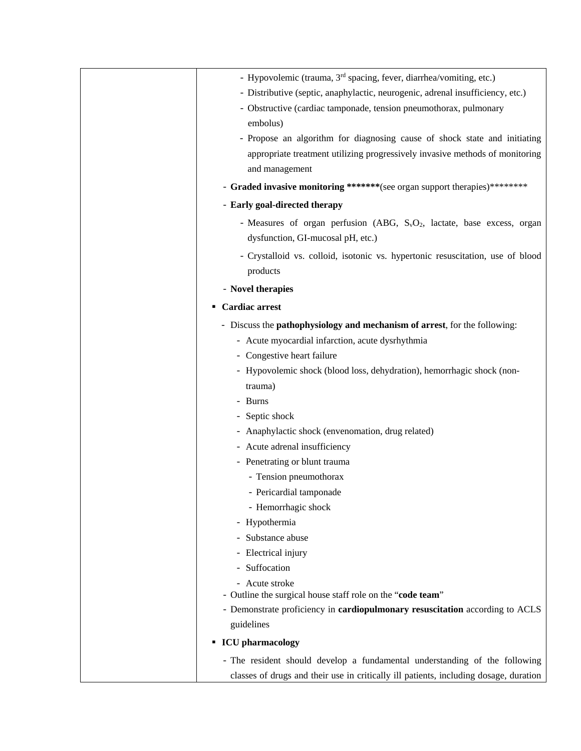| | |
|---|---|
| | - Hypovolemic (trauma, 3rd spacing, fever, diarrhea/vomiting, etc.)<br>- Distributive (septic, anaphylactic, neurogenic, adrenal insufficiency, etc.)<br>- Obstructive (cardiac tamponade, tension pneumothorax, pulmonary embolus)<br>- Propose an algorithm for diagnosing cause of shock state and initiating appropriate treatment utilizing progressively invasive methods of monitoring and management<br>- **Graded invasive monitoring *******(see organ support therapies)********<br>- **Early goal-directed therapy**<br>  - Measures of organ perfusion (ABG, $S_vO_2$, lactate, base excess, organ dysfunction, GI-mucosal pH, etc.)<br>  - Crystalloid vs. colloid, isotonic vs. hypertonic resuscitation, use of blood products<br>- **Novel therapies**<br>▪ **Cardiac arrest**<br>- Discuss the **pathophysiology and mechanism of arrest**, for the following:<br>  - Acute myocardial infarction, acute dysrhythmia<br>  - Congestive heart failure<br>  - Hypovolemic shock (blood loss, dehydration), hemorrhagic shock (non-trauma)<br>  - Burns<br>  - Septic shock<br>  - Anaphylactic shock (envenomation, drug related)<br>  - Acute adrenal insufficiency<br>  - Penetrating or blunt trauma<br>    - Tension pneumothorax<br>    - Pericardial tamponade<br>    - Hemorrhagic shock<br>  - Hypothermia<br>  - Substance abuse<br>  - Electrical injury<br>  - Suffocation<br>  - Acute stroke<br>- Outline the surgical house staff role on the "**code team**"<br>- Demonstrate proficiency in **cardiopulmonary resuscitation** according to ACLS guidelines<br>▪ **ICU pharmacology**<br>- The resident should develop a fundamental understanding of the following classes of drugs and their use in critically ill patients, including dosage, duration |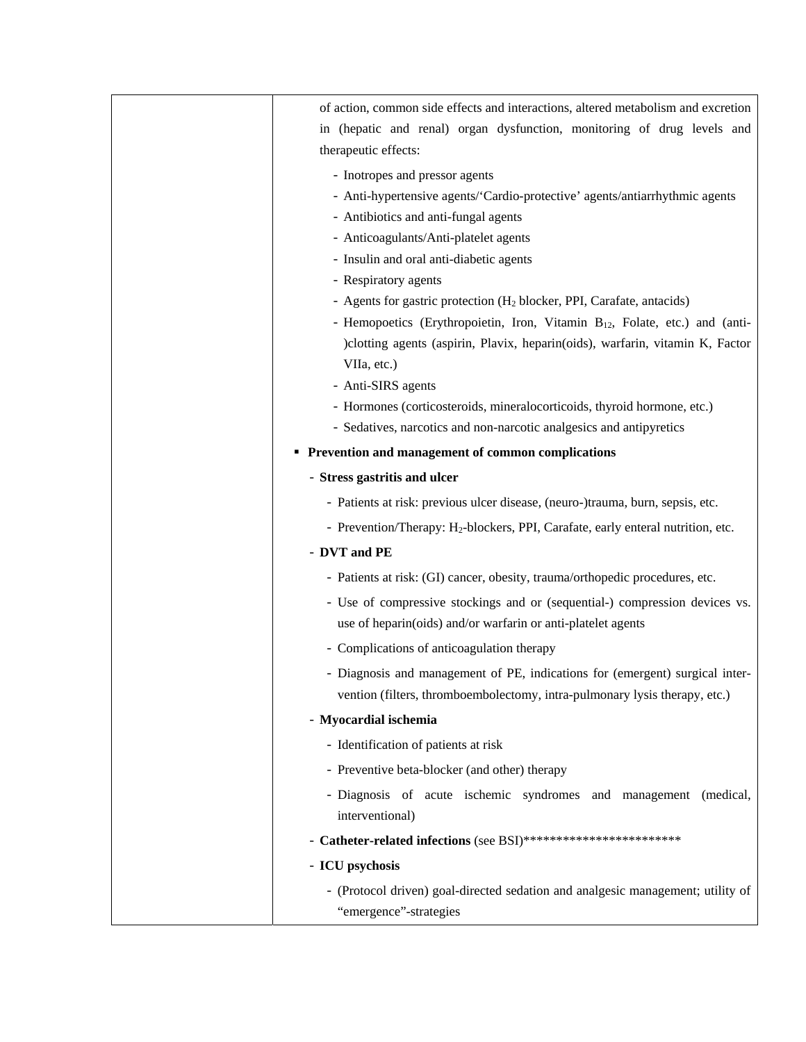| | of action, common side effects and interactions, altered metabolism and excretion in (hepatic and renal) organ dysfunction, monitoring of drug levels and therapeutic effects:<br>- Inotropes and pressor agents<br>- Anti-hypertensive agents/'Cardio-protective' agents/antiarrhythmic agents<br>- Antibiotics and anti-fungal agents<br>- Anticoagulants/Anti-platelet agents<br>- Insulin and oral anti-diabetic agents<br>- Respiratory agents<br>- Agents for gastric protection ($H_2$ blocker, PPI, Carafate, antacids)<br>- Hemopoetics (Erythropoietin, Iron, Vitamin $B_{12}$, Folate, etc.) and (anti-)clotting agents (aspirin, Plavix, heparin(oids), warfarin, vitamin K, Factor VIIa, etc.)<br>- Anti-SIRS agents<br>- Hormones (corticosteroids, mineralocorticoids, thyroid hormone, etc.)<br>- Sedatives, narcotics and non-narcotic analgesics and antipyretics<br>▪ **Prevention and management of common complications**<br>- **Stress gastritis and ulcer**<br>- Patients at risk: previous ulcer disease, (neuro-)trauma, burn, sepsis, etc.<br>- Prevention/Therapy: $H_2$-blockers, PPI, Carafate, early enteral nutrition, etc.<br>- **DVT and PE**<br>- Patients at risk: (GI) cancer, obesity, trauma/orthopedic procedures, etc.<br>- Use of compressive stockings and or (sequential-) compression devices vs. use of heparin(oids) and/or warfarin or anti-platelet agents<br>- Complications of anticoagulation therapy<br>- Diagnosis and management of PE, indications for (emergent) surgical intervention (filters, thromboembolectomy, intra-pulmonary lysis therapy, etc.)<br>- **Myocardial ischemia**<br>- Identification of patients at risk<br>- Preventive beta-blocker (and other) therapy<br>- Diagnosis of acute ischemic syndromes and management (medical, interventional)<br>- **Catheter-related infections** (see BSI)*************************<br>- **ICU psychosis**<br>- (Protocol driven) goal-directed sedation and analgesic management; utility of "emergence"-strategies |
|---|---|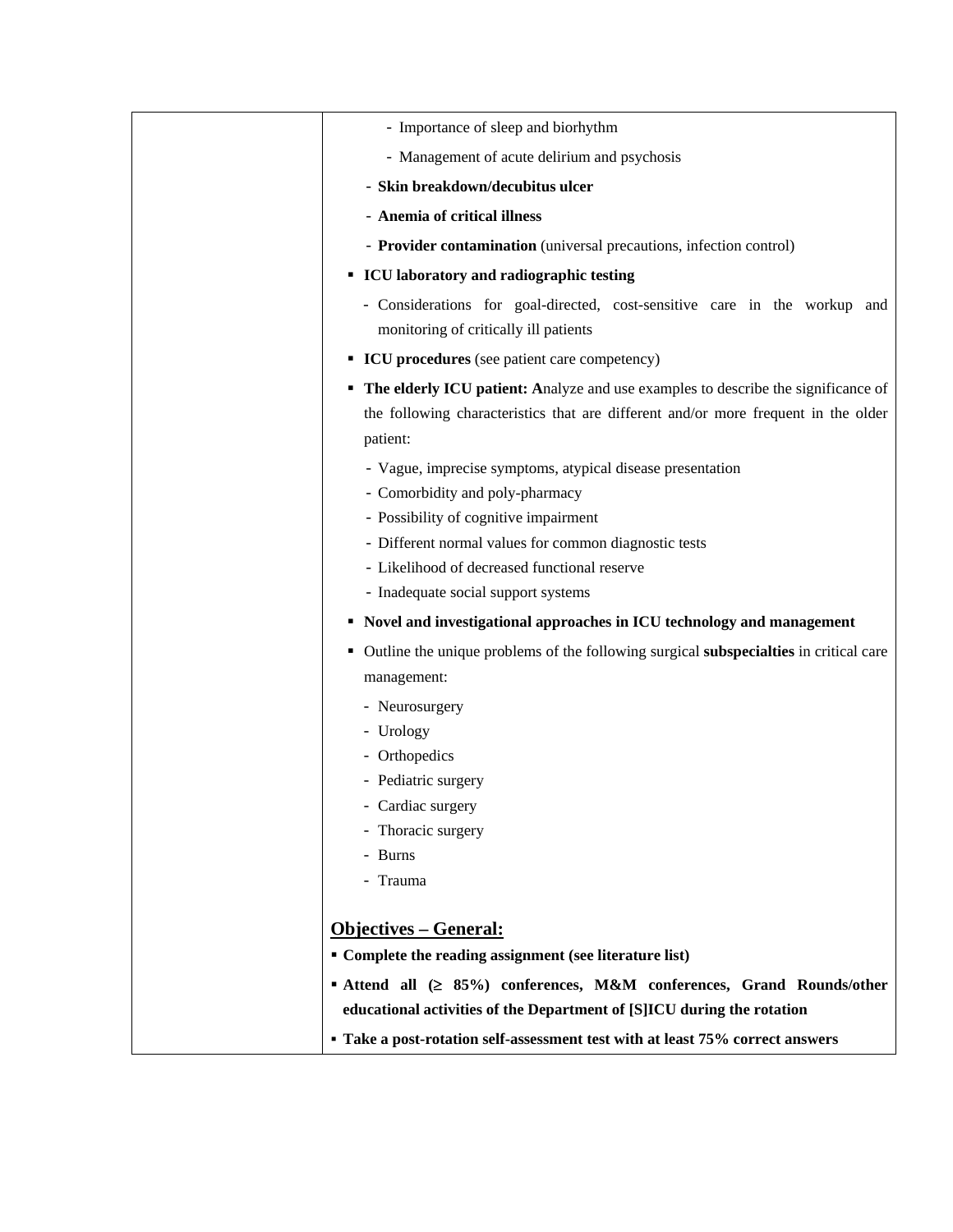| | |
|---|---|
| | - Importance of sleep and biorhythm<br>- Management of acute delirium and psychosis<br>- **Skin breakdown/decubitus ulcer**<br>- **Anemia of critical illness**<br>- **Provider contamination** (universal precautions, infection control)<br>▪ **ICU laboratory and radiographic testing**<br>- Considerations for goal-directed, cost-sensitive care in the workup and monitoring of critically ill patients<br>▪ **ICU procedures** (see patient care competency)<br>▪ **The elderly ICU patient: A**nalyze and use examples to describe the significance of the following characteristics that are different and/or more frequent in the older patient:<br>- Vague, imprecise symptoms, atypical disease presentation<br>- Comorbidity and poly-pharmacy<br>- Possibility of cognitive impairment<br>- Different normal values for common diagnostic tests<br>- Likelihood of decreased functional reserve<br>- Inadequate social support systems<br>▪ **Novel and investigational approaches in ICU technology and management**<br>▪ Outline the unique problems of the following surgical **subspecialties** in critical care management:<br>- Neurosurgery<br>- Urology<br>- Orthopedics<br>- Pediatric surgery<br>- Cardiac surgery<br>- Thoracic surgery<br>- Burns<br>- Trauma<br><br>**<u>Objectives – General:</u>**<br>▪ **Complete the reading assignment (see literature list)**<br>▪ **Attend all (≥ 85%) conferences, M&M conferences, Grand Rounds/other educational activities of the Department of [S]ICU during the rotation**<br>▪ **Take a post-rotation self-assessment test with at least 75% correct answers** |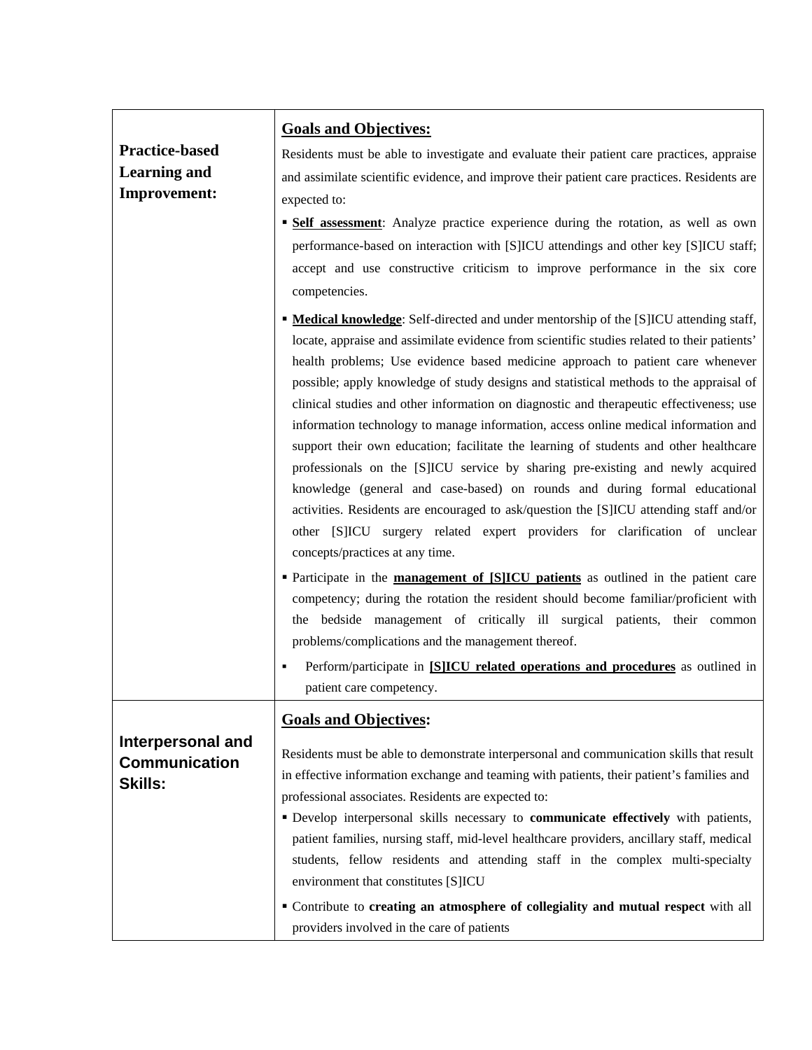| | |
|---|---|
| **Practice-based Learning and Improvement:** | **<u>Goals and Objectives:</u>**<br><br>Residents must be able to investigate and evaluate their patient care practices, appraise and assimilate scientific evidence, and improve their patient care practices. Residents are expected to:<br><br>▪ **<u>Self assessment</u>**: Analyze practice experience during the rotation, as well as own performance-based on interaction with [S]ICU attendings and other key [S]ICU staff; accept and use constructive criticism to improve performance in the six core competencies.<br><br>▪ **<u>Medical knowledge</u>**: Self-directed and under mentorship of the [S]ICU attending staff, locate, appraise and assimilate evidence from scientific studies related to their patients' health problems; Use evidence based medicine approach to patient care whenever possible; apply knowledge of study designs and statistical methods to the appraisal of clinical studies and other information on diagnostic and therapeutic effectiveness; use information technology to manage information, access online medical information and support their own education; facilitate the learning of students and other healthcare professionals on the [S]ICU service by sharing pre-existing and newly acquired knowledge (general and case-based) on rounds and during formal educational activities. Residents are encouraged to ask/question the [S]ICU attending staff and/or other [S]ICU surgery related expert providers for clarification of unclear concepts/practices at any time.<br><br>▪ Participate in the **<u>management of [S]ICU patients</u>** as outlined in the patient care competency; during the rotation the resident should become familiar/proficient with the bedside management of critically ill surgical patients, their common problems/complications and the management thereof.<br><br>▪ Perform/participate in **<u>[S]ICU related operations and procedures</u>** as outlined in patient care competency. |
| **Interpersonal and Communication Skills:** | **<u>Goals and Objectives</u>:**<br><br>Residents must be able to demonstrate interpersonal and communication skills that result in effective information exchange and teaming with patients, their patient's families and professional associates. Residents are expected to:<br><br>▪ Develop interpersonal skills necessary to **communicate effectively** with patients, patient families, nursing staff, mid-level healthcare providers, ancillary staff, medical students, fellow residents and attending staff in the complex multi-specialty environment that constitutes [S]ICU<br><br>▪ Contribute to **creating an atmosphere of collegiality and mutual respect** with all providers involved in the care of patients |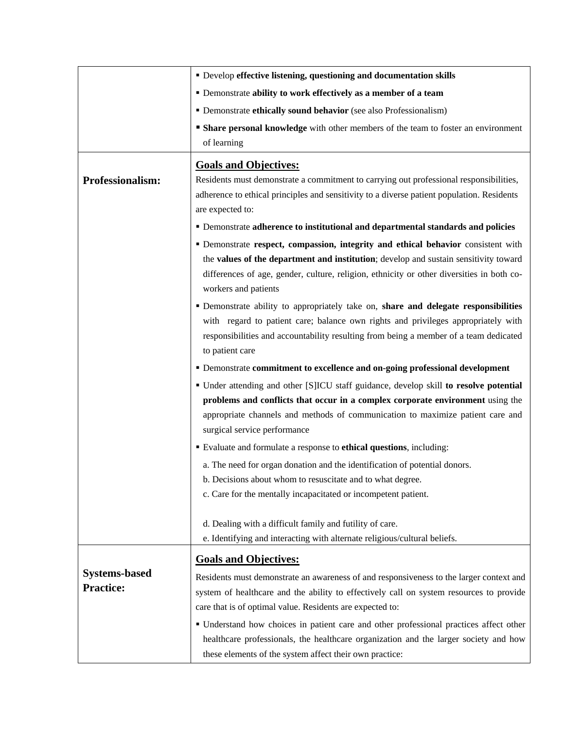| | |
|---|---|
| | ▪ Develop **effective listening, questioning and documentation skills**<br>▪ Demonstrate **ability to work effectively as a member of a team**<br>▪ Demonstrate **ethically sound behavior** (see also Professionalism)<br>▪ **Share personal knowledge** with other members of the team to foster an environment of learning |
| **Professionalism:** | **<u>Goals and Objectives:</u>**<br>Residents must demonstrate a commitment to carrying out professional responsibilities, adherence to ethical principles and sensitivity to a diverse patient population. Residents are expected to:<br>▪ Demonstrate **adherence to institutional and departmental standards and policies**<br>▪ Demonstrate **respect, compassion, integrity and ethical behavior** consistent with the **values of the department and institution**; develop and sustain sensitivity toward differences of age, gender, culture, religion, ethnicity or other diversities in both co-workers and patients<br>▪ Demonstrate ability to appropriately take on, **share and delegate responsibilities** with regard to patient care; balance own rights and privileges appropriately with responsibilities and accountability resulting from being a member of a team dedicated to patient care<br>▪ Demonstrate **commitment to excellence and on-going professional development**<br>▪ Under attending and other [S]ICU staff guidance, develop skill **to resolve potential problems and conflicts that occur in a complex corporate environment** using the appropriate channels and methods of communication to maximize patient care and surgical service performance<br>▪ Evaluate and formulate a response to **ethical questions**, including:<br>a. The need for organ donation and the identification of potential donors.<br>b. Decisions about whom to resuscitate and to what degree.<br>c. Care for the mentally incapacitated or incompetent patient.<br>d. Dealing with a difficult family and futility of care.<br>e. Identifying and interacting with alternate religious/cultural beliefs. |
| **Systems-based Practice:** | **<u>Goals and Objectives:</u>**<br>Residents must demonstrate an awareness of and responsiveness to the larger context and system of healthcare and the ability to effectively call on system resources to provide care that is of optimal value. Residents are expected to:<br>▪ Understand how choices in patient care and other professional practices affect other healthcare professionals, the healthcare organization and the larger society and how these elements of the system affect their own practice: |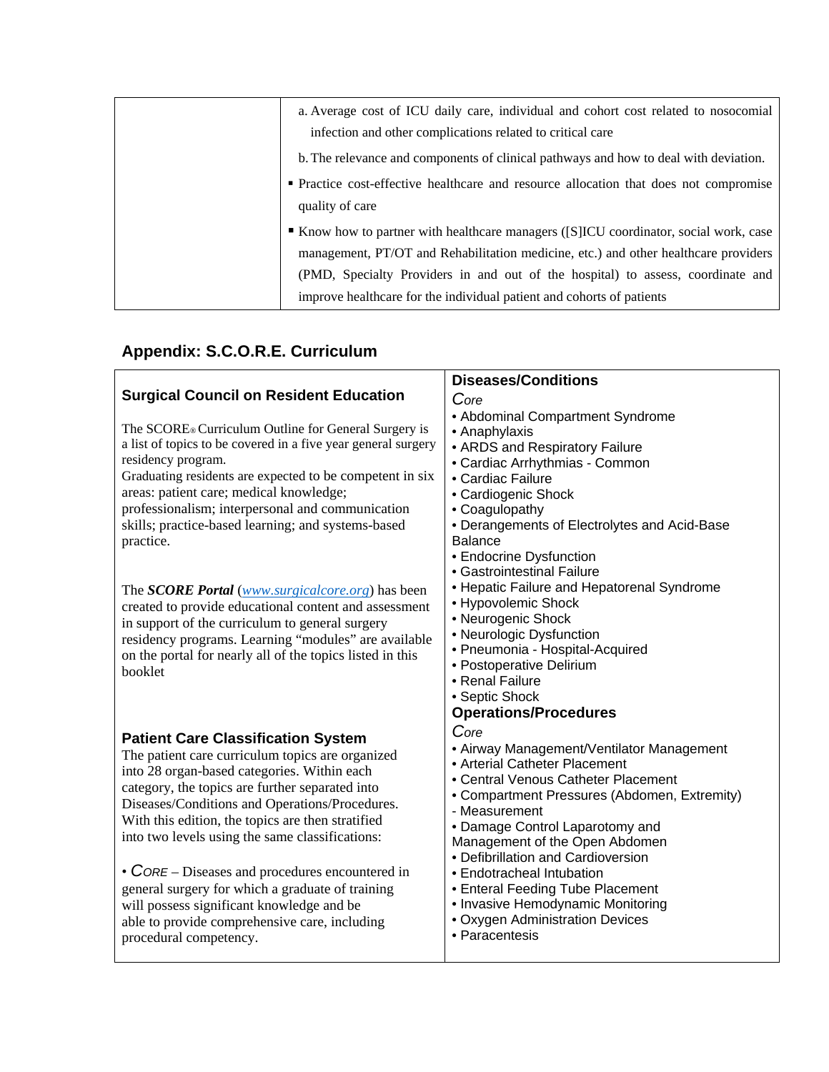| | a. Average cost of ICU daily care, individual and cohort cost related to nosocomial infection and other complications related to critical care<br>b. The relevance and components of clinical pathways and how to deal with deviation.<br>▪ Practice cost-effective healthcare and resource allocation that does not compromise quality of care<br>▪ Know how to partner with healthcare managers ([S]ICU coordinator, social work, case management, PT/OT and Rehabilitation medicine, etc.) and other healthcare providers (PMD, Specialty Providers in and out of the hospital) to assess, coordinate and improve healthcare for the individual patient and cohorts of patients |
|---|---|

## Appendix: S.C.O.R.E. Curriculum

### Surgical Council on Resident Education

The SCORE® Curriculum Outline for General Surgery is a list of topics to be covered in a five year general surgery residency program.
Graduating residents are expected to be competent in six areas: patient care; medical knowledge; professionalism; interpersonal and communication skills; practice-based learning; and systems-based practice.

The ***SCORE Portal*** (*www.surgicalcore.org*) has been created to provide educational content and assessment in support of the curriculum to general surgery residency programs. Learning "modules" are available on the portal for nearly all of the topics listed in this booklet

### Patient Care Classification System

The patient care curriculum topics are organized into 28 organ-based categories. Within each category, the topics are further separated into Diseases/Conditions and Operations/Procedures. With this edition, the topics are then stratified into two levels using the same classifications:

• *CORE* – Diseases and procedures encountered in general surgery for which a graduate of training will possess significant knowledge and be able to provide comprehensive care, including procedural competency.

### Diseases/Conditions

*Core*

- Abdominal Compartment Syndrome
- Anaphylaxis
- ARDS and Respiratory Failure
- Cardiac Arrhythmias - Common
- Cardiac Failure
- Cardiogenic Shock
- Coagulopathy
- Derangements of Electrolytes and Acid-Base Balance
- Endocrine Dysfunction
- Gastrointestinal Failure
- Hepatic Failure and Hepatorenal Syndrome
- Hypovolemic Shock
- Neurogenic Shock
- Neurologic Dysfunction
- Pneumonia - Hospital-Acquired
- Postoperative Delirium
- Renal Failure
- Septic Shock

### Operations/Procedures

*Core*

- Airway Management/Ventilator Management
- Arterial Catheter Placement
- Central Venous Catheter Placement
- Compartment Pressures (Abdomen, Extremity) - Measurement
- Damage Control Laparotomy and Management of the Open Abdomen
- Defibrillation and Cardioversion
- Endotracheal Intubation
- Enteral Feeding Tube Placement
- Invasive Hemodynamic Monitoring
- Oxygen Administration Devices
- Paracentesis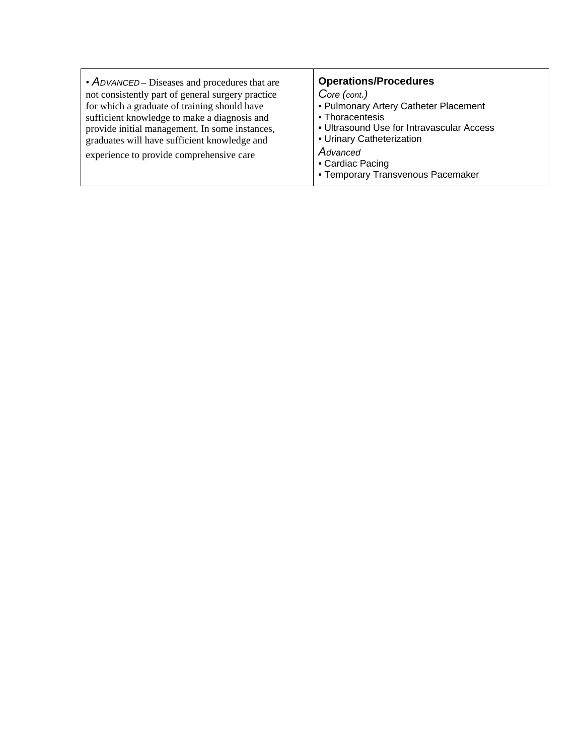| | |
|---|---|
| • *ADVANCED* – Diseases and procedures that are not consistently part of general surgery practice for which a graduate of training should have sufficient knowledge to make a diagnosis and provide initial management. In some instances, graduates will have sufficient knowledge and experience to provide comprehensive care | **Operations/Procedures**<br>*Core (cont.)*<br>• Pulmonary Artery Catheter Placement<br>• Thoracentesis<br>• Ultrasound Use for Intravascular Access<br>• Urinary Catheterization<br>*Advanced*<br>• Cardiac Pacing<br>• Temporary Transvenous Pacemaker |